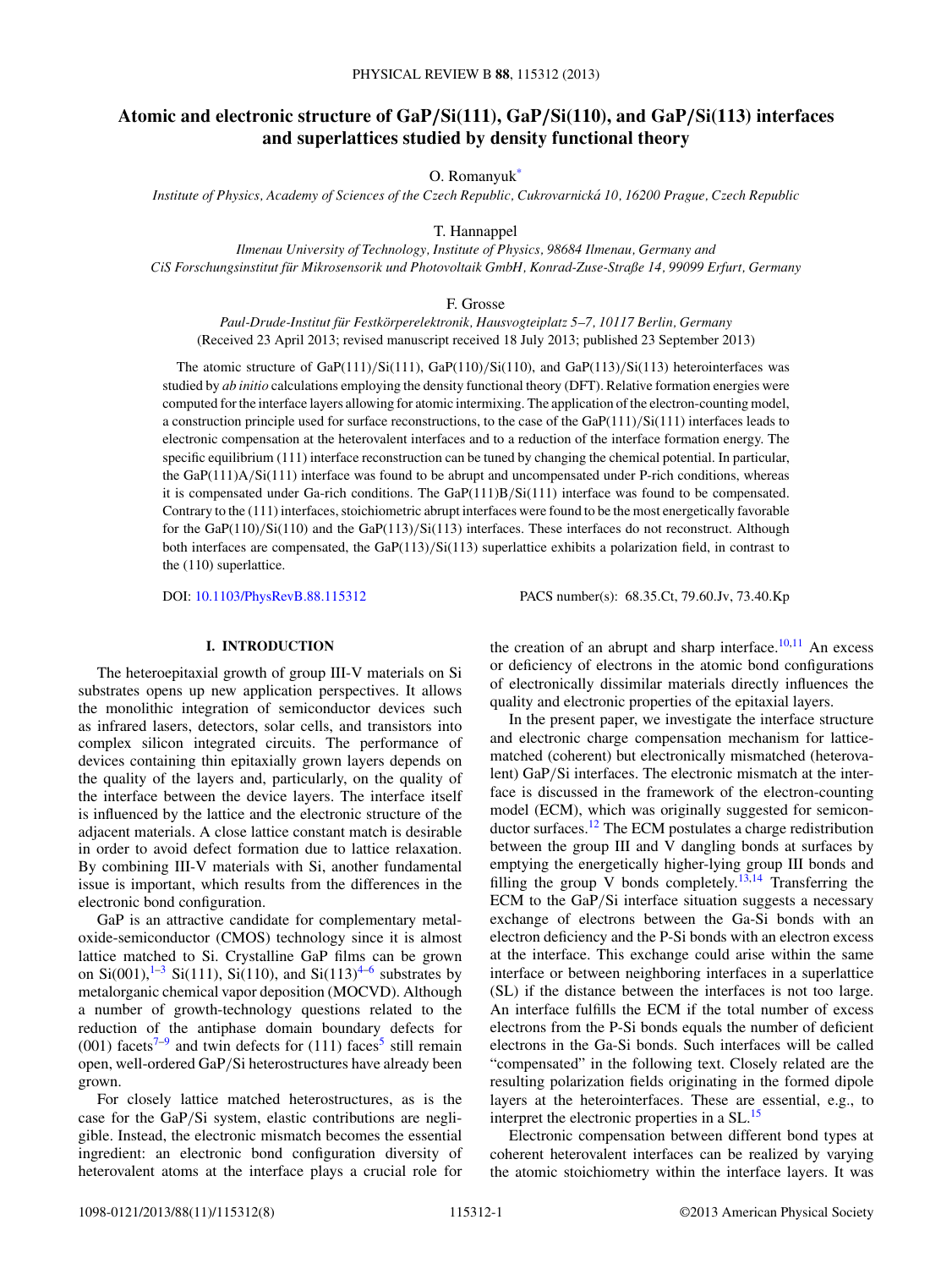# Atomic and electronic structure of GaP/Si(111), GaP/Si(110), and GaP/Si(113) interfaces and superlattices studied by density functional theory

O. Romanyuk[*]

*Institute of Physics, Academy of Sciences of the Czech Republic, Cukrovarnická 10, 16200 Prague, Czech Republic*

T. Hannappel

*Ilmenau University of Technology, Institute of Physics, 98684 Ilmenau, Germany and CiS Forschungsinstitut für Mikrosensorik und Photovoltaik GmbH, Konrad-Zuse-Straße 14, 99099 Erfurt, Germany*

F. Grosse

*Paul-Drude-Institut für Festkörperelektronik, Hausvogteiplatz 5–7, 10117 Berlin, Germany*

(Received 23 April 2013; revised manuscript received 18 July 2013; published 23 September 2013)

The atomic structure of GaP(111)/Si(111), GaP(110)/Si(110), and GaP(113)/Si(113) heterointerfaces was studied by *ab initio* calculations employing the density functional theory (DFT). Relative formation energies were computed for the interface layers allowing for atomic intermixing. The application of the electron-counting model, a construction principle used for surface reconstructions, to the case of the GaP(111)/Si(111) interfaces leads to electronic compensation at the heterovalent interfaces and to a reduction of the interface formation energy. The specific equilibrium (111) interface reconstruction can be tuned by changing the chemical potential. In particular, the GaP(111)A/Si(111) interface was found to be abrupt and uncompensated under P-rich conditions, whereas it is compensated under Ga-rich conditions. The GaP(111)B/Si(111) interface was found to be compensated. Contrary to the (111) interfaces, stoichiometric abrupt interfaces were found to be the most energetically favorable for the GaP(110)/Si(110) and the GaP(113)/Si(113) interfaces. These interfaces do not reconstruct. Although both interfaces are compensated, the GaP(113)/Si(113) superlattice exhibits a polarization field, in contrast to the (110) superlattice.

DOI: 10.1103/PhysRevB.88.115312 PACS number(s): 68.35.Ct, 79.60.Jv, 73.40.Kp

## I. INTRODUCTION

The heteroepitaxial growth of group III-V materials on Si substrates opens up new application perspectives. It allows the monolithic integration of semiconductor devices such as infrared lasers, detectors, solar cells, and transistors into complex silicon integrated circuits. The performance of devices containing thin epitaxially grown layers depends on the quality of the layers and, particularly, on the quality of the interface between the device layers. The interface itself is influenced by the lattice and the electronic structure of the adjacent materials. A close lattice constant match is desirable in order to avoid defect formation due to lattice relaxation. By combining III-V materials with Si, another fundamental issue is important, which results from the differences in the electronic bond configuration.

GaP is an attractive candidate for complementary metal-oxide-semiconductor (CMOS) technology since it is almost lattice matched to Si. Crystalline GaP films can be grown on Si(001),[1–3] Si(111), Si(110), and Si(113)[4–6] substrates by metalorganic chemical vapor deposition (MOCVD). Although a number of growth-technology questions related to the reduction of the antiphase domain boundary defects for (001) facets[7–9] and twin defects for (111) faces[5] still remain open, well-ordered GaP/Si heterostructures have already been grown.

For closely lattice matched heterostructures, as is the case for the GaP/Si system, elastic contributions are negligible. Instead, the electronic mismatch becomes the essential ingredient: an electronic bond configuration diversity of heterovalent atoms at the interface plays a crucial role for the creation of an abrupt and sharp interface.[10,11] An excess or deficiency of electrons in the atomic bond configurations of electronically dissimilar materials directly influences the quality and electronic properties of the epitaxial layers.

In the present paper, we investigate the interface structure and electronic charge compensation mechanism for lattice-matched (coherent) but electronically mismatched (heterovalent) GaP/Si interfaces. The electronic mismatch at the interface is discussed in the framework of the electron-counting model (ECM), which was originally suggested for semiconductor surfaces.[12] The ECM postulates a charge redistribution between the group III and V dangling bonds at surfaces by emptying the energetically higher-lying group III bonds and filling the group V bonds completely.[13,14] Transferring the ECM to the GaP/Si interface situation suggests a necessary exchange of electrons between the Ga-Si bonds with an electron deficiency and the P-Si bonds with an electron excess at the interface. This exchange could arise within the same interface or between neighboring interfaces in a superlattice (SL) if the distance between the interfaces is not too large. An interface fulfills the ECM if the total number of excess electrons from the P-Si bonds equals the number of deficient electrons in the Ga-Si bonds. Such interfaces will be called "compensated" in the following text. Closely related are the resulting polarization fields originating in the formed dipole layers at the heterointerfaces. These are essential, e.g., to interpret the electronic properties in a SL.[15]

Electronic compensation between different bond types at coherent heterovalent interfaces can be realized by varying the atomic stoichiometry within the interface layers. It was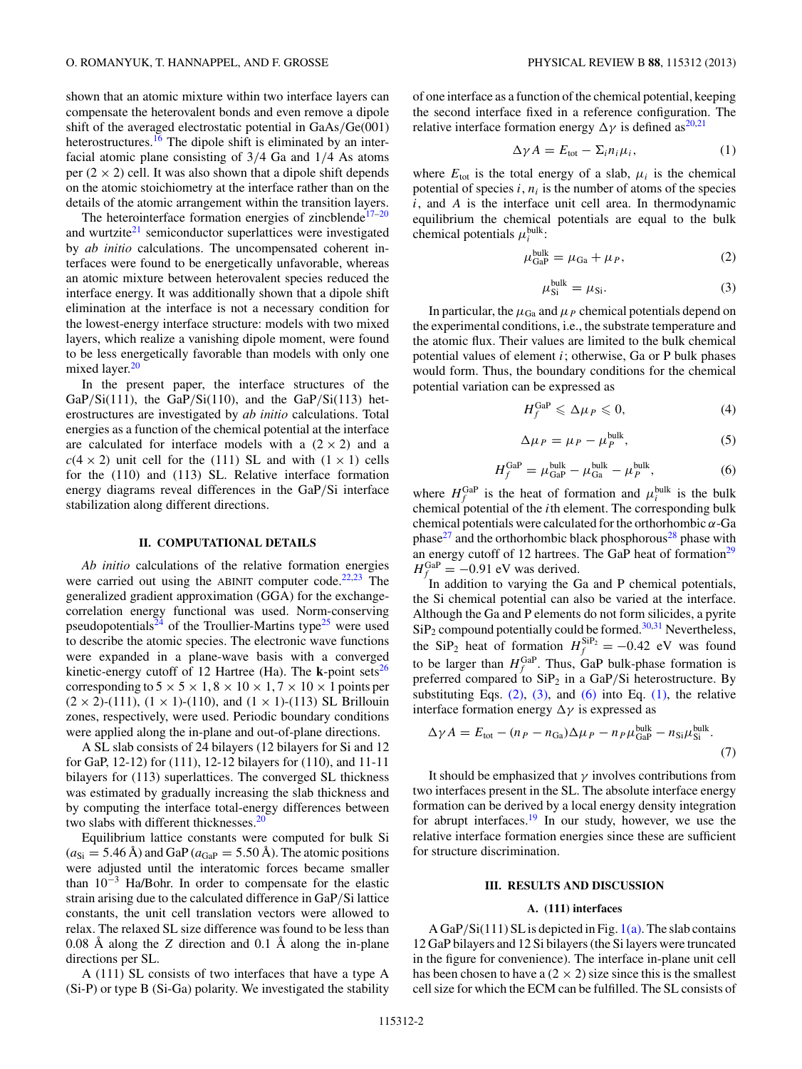shown that an atomic mixture within two interface layers can compensate the heterovalent bonds and even remove a dipole shift of the averaged electrostatic potential in GaAs/Ge(001) heterostructures.[16] The dipole shift is eliminated by an interfacial atomic plane consisting of 3/4 Ga and 1/4 As atoms per $(2 \times 2)$ cell. It was also shown that a dipole shift depends on the atomic stoichiometry at the interface rather than on the details of the atomic arrangement within the transition layers.

The heterointerface formation energies of zincblende[17–20] and wurtzite[21] semiconductor superlattices were investigated by *ab initio* calculations. The uncompensated coherent interfaces were found to be energetically unfavorable, whereas an atomic mixture between heterovalent species reduced the interface energy. It was additionally shown that a dipole shift elimination at the interface is not a necessary condition for the lowest-energy interface structure: models with two mixed layers, which realize a vanishing dipole moment, were found to be less energetically favorable than models with only one mixed layer.[20]

In the present paper, the interface structures of the GaP/Si(111), the GaP/Si(110), and the GaP/Si(113) heterostructures are investigated by *ab initio* calculations. Total energies as a function of the chemical potential at the interface are calculated for interface models with a $(2 \times 2)$ and a $c(4 \times 2)$ unit cell for the (111) SL and with $(1 \times 1)$ cells for the (110) and (113) SL. Relative interface formation energy diagrams reveal differences in the GaP/Si interface stabilization along different directions.

## II. COMPUTATIONAL DETAILS

*Ab initio* calculations of the relative formation energies were carried out using the ABINIT computer code.[22,23] The generalized gradient approximation (GGA) for the exchange-correlation energy functional was used. Norm-conserving pseudopotentials[24] of the Troullier-Martins type[25] were used to describe the atomic species. The electronic wave functions were expanded in a plane-wave basis with a converged kinetic-energy cutoff of 12 Hartree (Ha). The **k**-point sets[26] corresponding to $5 \times 5 \times 1$, $8 \times 10 \times 1$, $7 \times 10 \times 1$ points per $(2 \times 2)$-(111), $(1 \times 1)$-(110), and $(1 \times 1)$-(113) SL Brillouin zones, respectively, were used. Periodic boundary conditions were applied along the in-plane and out-of-plane directions.

A SL slab consists of 24 bilayers (12 bilayers for Si and 12 for GaP, 12-12) for (111), 12-12 bilayers for (110), and 11-11 bilayers for (113) superlattices. The converged SL thickness was estimated by gradually increasing the slab thickness and by computing the interface total-energy differences between two slabs with different thicknesses.[20]

Equilibrium lattice constants were computed for bulk Si ($a_{\mathrm{Si}} = 5.46$ Å) and GaP ($a_{\mathrm{GaP}} = 5.50$ Å). The atomic positions were adjusted until the interatomic forces became smaller than $10^{-3}$ Ha/Bohr. In order to compensate for the elastic strain arising due to the calculated difference in GaP/Si lattice constants, the unit cell translation vectors were allowed to relax. The relaxed SL size difference was found to be less than 0.08 Å along the $Z$ direction and 0.1 Å along the in-plane directions per SL.

A (111) SL consists of two interfaces that have a type A (Si-P) or type B (Si-Ga) polarity. We investigated the stability of one interface as a function of the chemical potential, keeping the second interface fixed in a reference configuration. The relative interface formation energy $\Delta\gamma$ is defined as[20,21]

$$\Delta\gamma A = E_{\mathrm{tot}} - \Sigma_i n_i \mu_i, \tag{1}$$

where $E_{\mathrm{tot}}$ is the total energy of a slab, $\mu_i$ is the chemical potential of species $i$, $n_i$ is the number of atoms of the species $i$, and $A$ is the interface unit cell area. In thermodynamic equilibrium the chemical potentials are equal to the bulk chemical potentials $\mu_i^{\mathrm{bulk}}$:

$$\mu_{\mathrm{GaP}}^{\mathrm{bulk}} = \mu_{\mathrm{Ga}} + \mu_P, \tag{2}$$

$$\mu_{\mathrm{Si}}^{\mathrm{bulk}} = \mu_{\mathrm{Si}}. \tag{3}$$

In particular, the $\mu_{\mathrm{Ga}}$ and $\mu_P$ chemical potentials depend on the experimental conditions, i.e., the substrate temperature and the atomic flux. Their values are limited to the bulk chemical potential values of element $i$; otherwise, Ga or P bulk phases would form. Thus, the boundary conditions for the chemical potential variation can be expressed as

$$H_f^{\mathrm{GaP}} \leqslant \Delta\mu_P \leqslant 0, \tag{4}$$

$$\Delta\mu_P = \mu_P - \mu_P^{\mathrm{bulk}}, \tag{5}$$

$$H_f^{\mathrm{GaP}} = \mu_{\mathrm{GaP}}^{\mathrm{bulk}} - \mu_{\mathrm{Ga}}^{\mathrm{bulk}} - \mu_P^{\mathrm{bulk}}, \tag{6}$$

where $H_f^{\mathrm{GaP}}$ is the heat of formation and $\mu_i^{\mathrm{bulk}}$ is the bulk chemical potential of the $i$th element. The corresponding bulk chemical potentials were calculated for the orthorhombic $\alpha$-Ga phase[27] and the orthorhombic black phosphorous[28] phase with an energy cutoff of 12 hartrees. The GaP heat of formation[29] $H_f^{\mathrm{GaP}} = -0.91$ eV was derived.

In addition to varying the Ga and P chemical potentials, the Si chemical potential can also be varied at the interface. Although the Ga and P elements do not form silicides, a pyrite $\mathrm{SiP_2}$ compound potentially could be formed.[30,31] Nevertheless, the $\mathrm{SiP_2}$ heat of formation $H_f^{\mathrm{SiP_2}} = -0.42$ eV was found to be larger than $H_f^{\mathrm{GaP}}$. Thus, GaP bulk-phase formation is preferred compared to $\mathrm{SiP_2}$ in a GaP/Si heterostructure. By substituting Eqs. (2), (3), and (6) into Eq. (1), the relative interface formation energy $\Delta\gamma$ is expressed as

$$\Delta\gamma A = E_{\mathrm{tot}} - (n_P - n_{\mathrm{Ga}})\Delta\mu_P - n_P \mu_{\mathrm{GaP}}^{\mathrm{bulk}} - n_{\mathrm{Si}} \mu_{\mathrm{Si}}^{\mathrm{bulk}}. \tag{7}$$

It should be emphasized that $\gamma$ involves contributions from two interfaces present in the SL. The absolute interface energy formation can be derived by a local energy density integration for abrupt interfaces.[19] In our study, however, we use the relative interface formation energies since these are sufficient for structure discrimination.

## III. RESULTS AND DISCUSSION

### A. (111) interfaces

A GaP/Si(111) SL is depicted in Fig. 1(a). The slab contains 12 GaP bilayers and 12 Si bilayers (the Si layers were truncated in the figure for convenience). The interface in-plane unit cell has been chosen to have a $(2 \times 2)$ size since this is the smallest cell size for which the ECM can be fulfilled. The SL consists of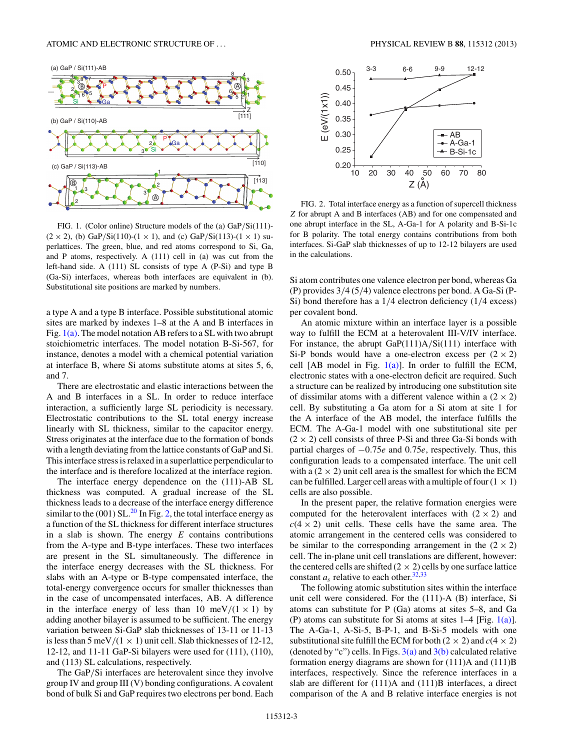FIG. 1. (Color online) Structure models of the (a) GaP/Si(111)-(2 × 2), (b) GaP/Si(110)-(1 × 1), and (c) GaP/Si(113)-(1 × 1) superlattices. The green, blue, and red atoms correspond to Si, Ga, and P atoms, respectively. A (111) cell in (a) was cut from the left-hand side. A (111) SL consists of type A (P-Si) and type B (Ga-Si) interfaces, whereas both interfaces are equivalent in (b). Substitutional site positions are marked by numbers.

a type A and a type B interface. Possible substitutional atomic sites are marked by indexes 1–8 at the A and B interfaces in Fig. 1(a). The model notation AB refers to a SL with two abrupt stoichiometric interfaces. The model notation B-Si-567, for instance, denotes a model with a chemical potential variation at interface B, where Si atoms substitute atoms at sites 5, 6, and 7.

There are electrostatic and elastic interactions between the A and B interfaces in a SL. In order to reduce interface interaction, a sufficiently large SL periodicity is necessary. Electrostatic contributions to the SL total energy increase linearly with SL thickness, similar to the capacitor energy. Stress originates at the interface due to the formation of bonds with a length deviating from the lattice constants of GaP and Si. This interface stress is relaxed in a superlattice perpendicular to the interface and is therefore localized at the interface region.

The interface energy dependence on the (111)-AB SL thickness was computed. A gradual increase of the SL thickness leads to a decrease of the interface energy difference similar to the (001) SL.[20] In Fig. 2, the total interface energy as a function of the SL thickness for different interface structures in a slab is shown. The energy $E$ contains contributions from the A-type and B-type interfaces. These two interfaces are present in the SL simultaneously. The difference in the interface energy decreases with the SL thickness. For slabs with an A-type or B-type compensated interface, the total-energy convergence occurs for smaller thicknesses than in the case of uncompensated interfaces, AB. A difference in the interface energy of less than 10 meV/(1 × 1) by adding another bilayer is assumed to be sufficient. The energy variation between Si-GaP slab thicknesses of 13-11 or 11-13 is less than 5 meV/(1 × 1) unit cell. Slab thicknesses of 12-12, 12-12, and 11-11 GaP-Si bilayers were used for (111), (110), and (113) SL calculations, respectively.

The GaP/Si interfaces are heterovalent since they involve group IV and group III (V) bonding configurations. A covalent bond of bulk Si and GaP requires two electrons per bond. Each

FIG. 2. Total interface energy as a function of supercell thickness $Z$ for abrupt A and B interfaces (AB) and for one compensated and one abrupt interface in the SL, A-Ga-1 for A polarity and B-Si-1c for B polarity. The total energy contains contributions from both interfaces. Si-GaP slab thicknesses of up to 12-12 bilayers are used in the calculations.

Si atom contributes one valence electron per bond, whereas Ga (P) provides 3/4 (5/4) valence electrons per bond. A Ga-Si (P-Si) bond therefore has a 1/4 electron deficiency (1/4 excess) per covalent bond.

An atomic mixture within an interface layer is a possible way to fulfill the ECM at a heterovalent III-V/IV interface. For instance, the abrupt GaP(111)A/Si(111) interface with Si-P bonds would have a one-electron excess per (2 × 2) cell [AB model in Fig. 1(a)]. In order to fulfill the ECM, electronic states with a one-electron deficit are required. Such a structure can be realized by introducing one substitution site of dissimilar atoms with a different valence within a (2 × 2) cell. By substituting a Ga atom for a Si atom at site 1 for the A interface of the AB model, the interface fulfills the ECM. The A-Ga-1 model with one substitutional site per (2 × 2) cell consists of three P-Si and three Ga-Si bonds with partial charges of $-0.75e$ and $0.75e$, respectively. Thus, this configuration leads to a compensated interface. The unit cell with a (2 × 2) unit cell area is the smallest for which the ECM can be fulfilled. Larger cell areas with a multiple of four (1 × 1) cells are also possible.

In the present paper, the relative formation energies were computed for the heterovalent interfaces with (2 × 2) and $c(4 \times 2)$ unit cells. These cells have the same area. The atomic arrangement in the centered cells was considered to be similar to the corresponding arrangement in the (2 × 2) cell. The in-plane unit cell translations are different, however: the centered cells are shifted (2 × 2) cells by one surface lattice constant $a_s$ relative to each other.[32,33]

The following atomic substitution sites within the interface unit cell were considered. For the (111)-A (B) interface, Si atoms can substitute for P (Ga) atoms at sites 5–8, and Ga (P) atoms can substitute for Si atoms at sites 1–4 [Fig. 1(a)]. The A-Ga-1, A-Si-5, B-P-1, and B-Si-5 models with one substitutional site fulfill the ECM for both (2 × 2) and $c(4 \times 2)$ (denoted by "c") cells. In Figs. 3(a) and 3(b) calculated relative formation energy diagrams are shown for (111)A and (111)B interfaces, respectively. Since the reference interfaces in a slab are different for (111)A and (111)B interfaces, a direct comparison of the A and B relative interface energies is not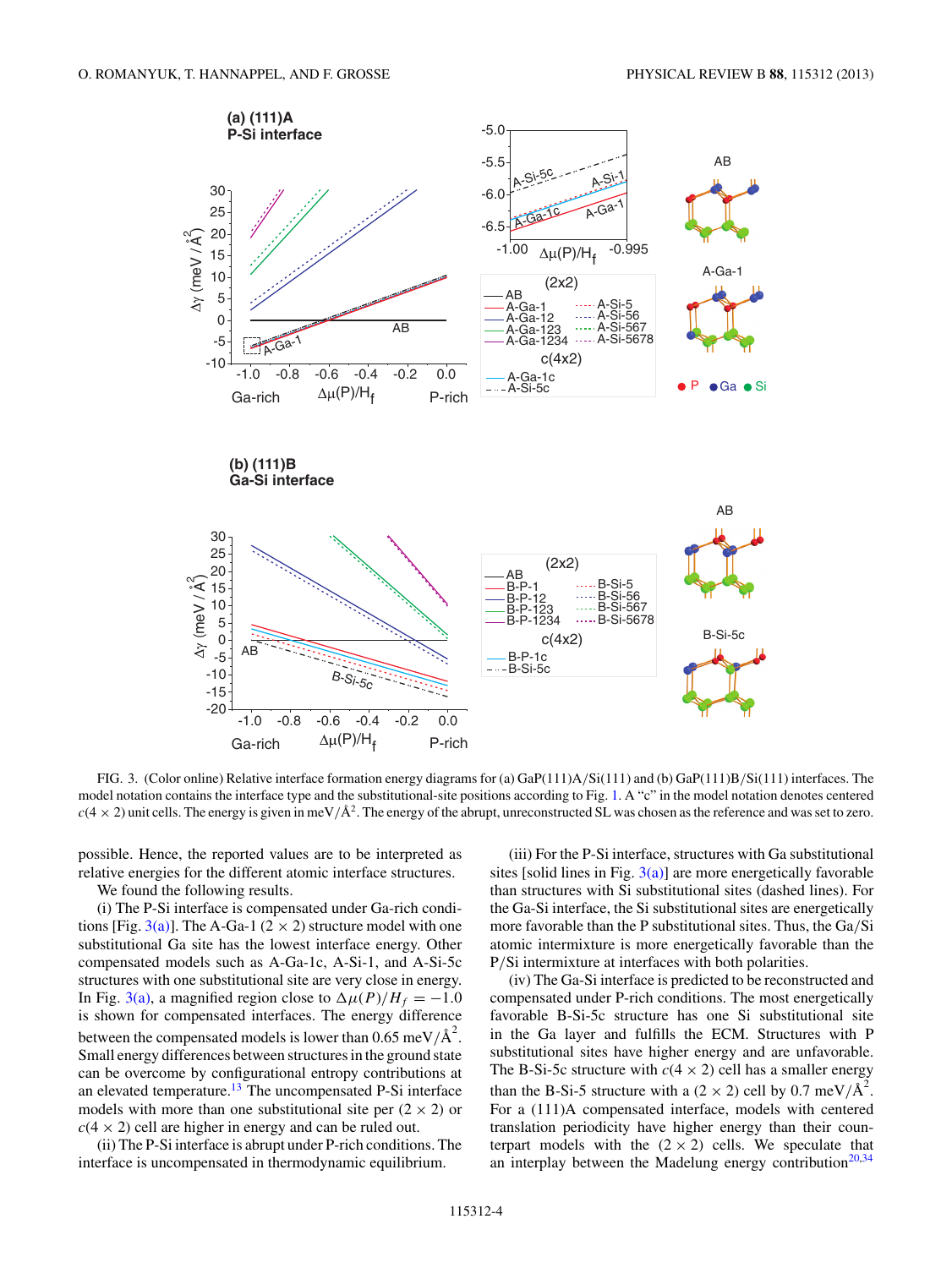FIG. 3. (Color online) Relative interface formation energy diagrams for (a) GaP(111)A/Si(111) and (b) GaP(111)B/Si(111) interfaces. The model notation contains the interface type and the substitutional-site positions according to Fig. 1. A "c" in the model notation denotes centered $c(4 \times 2)$ unit cells. The energy is given in meV/Å$^2$. The energy of the abrupt, unreconstructed SL was chosen as the reference and was set to zero.

possible. Hence, the reported values are to be interpreted as relative energies for the different atomic interface structures.

We found the following results.

(i) The P-Si interface is compensated under Ga-rich conditions [Fig. 3(a)]. The A-Ga-1 $(2 \times 2)$ structure model with one substitutional Ga site has the lowest interface energy. Other compensated models such as A-Ga-1c, A-Si-1, and A-Si-5c structures with one substitutional site are very close in energy. In Fig. 3(a), a magnified region close to $\Delta\mu(P)/H_f = -1.0$ is shown for compensated interfaces. The energy difference between the compensated models is lower than 0.65 meV/Å$^2$. Small energy differences between structures in the ground state can be overcome by configurational entropy contributions at an elevated temperature.[13] The uncompensated P-Si interface models with more than one substitutional site per $(2 \times 2)$ or $c(4 \times 2)$ cell are higher in energy and can be ruled out.

(ii) The P-Si interface is abrupt under P-rich conditions. The interface is uncompensated in thermodynamic equilibrium.

(iii) For the P-Si interface, structures with Ga substitutional sites [solid lines in Fig. 3(a)] are more energetically favorable than structures with Si substitutional sites (dashed lines). For the Ga-Si interface, the Si substitutional sites are energetically more favorable than the P substitutional sites. Thus, the Ga/Si atomic intermixture is more energetically favorable than the P/Si intermixture at interfaces with both polarities.

(iv) The Ga-Si interface is predicted to be reconstructed and compensated under P-rich conditions. The most energetically favorable B-Si-5c structure has one Si substitutional site in the Ga layer and fulfills the ECM. Structures with P substitutional sites have higher energy and are unfavorable. The B-Si-5c structure with $c(4 \times 2)$ cell has a smaller energy than the B-Si-5 structure with a $(2 \times 2)$ cell by 0.7 meV/Å$^2$. For a (111)A compensated interface, models with centered translation periodicity have higher energy than their counterpart models with the $(2 \times 2)$ cells. We speculate that an interplay between the Madelung energy contribution[20,34]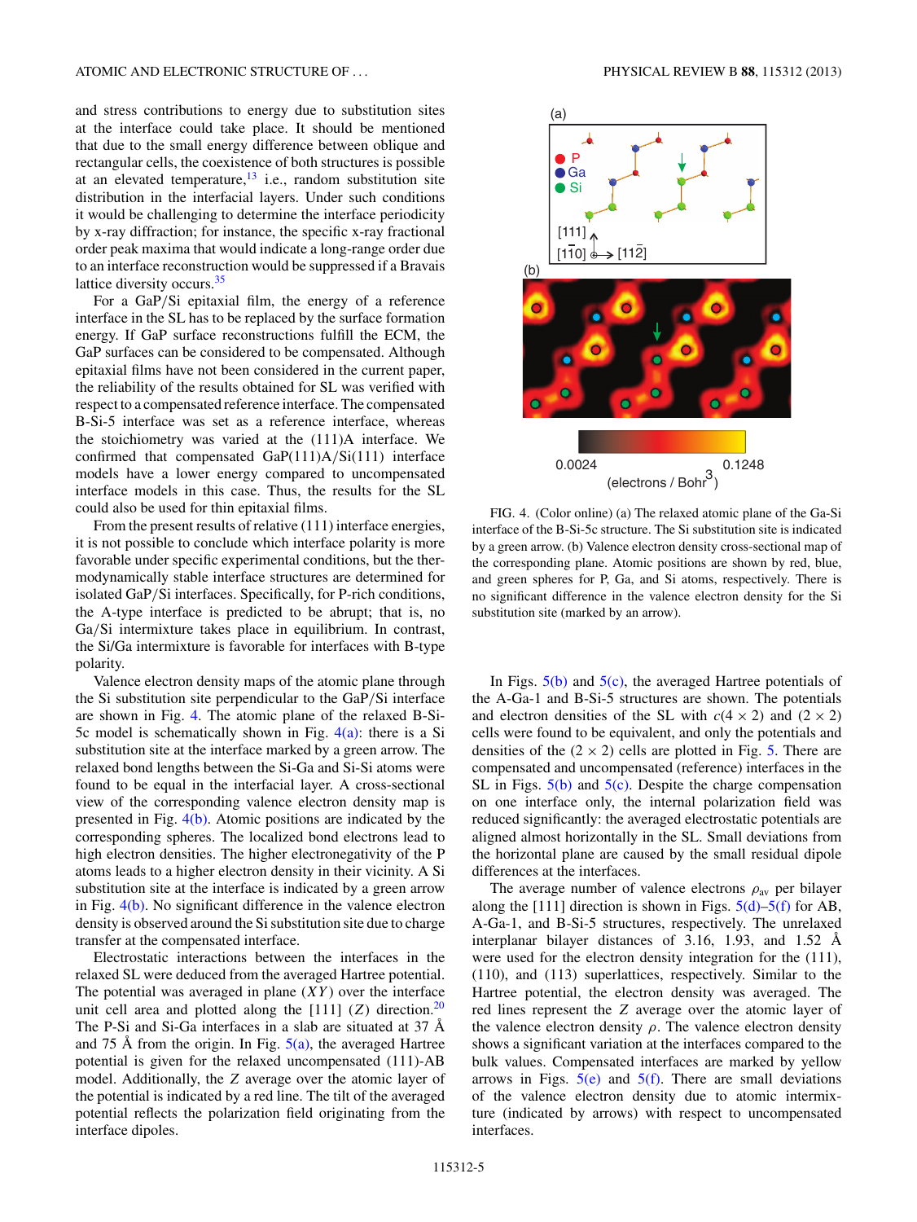and stress contributions to energy due to substitution sites at the interface could take place. It should be mentioned that due to the small energy difference between oblique and rectangular cells, the coexistence of both structures is possible at an elevated temperature,[13] i.e., random substitution site distribution in the interfacial layers. Under such conditions it would be challenging to determine the interface periodicity by x-ray diffraction; for instance, the specific x-ray fractional order peak maxima that would indicate a long-range order due to an interface reconstruction would be suppressed if a Bravais lattice diversity occurs.[35]

For a GaP/Si epitaxial film, the energy of a reference interface in the SL has to be replaced by the surface formation energy. If GaP surface reconstructions fulfill the ECM, the GaP surfaces can be considered to be compensated. Although epitaxial films have not been considered in the current paper, the reliability of the results obtained for SL was verified with respect to a compensated reference interface. The compensated B-Si-5 interface was set as a reference interface, whereas the stoichiometry was varied at the (111)A interface. We confirmed that compensated GaP(111)A/Si(111) interface models have a lower energy compared to uncompensated interface models in this case. Thus, the results for the SL could also be used for thin epitaxial films.

From the present results of relative (111) interface energies, it is not possible to conclude which interface polarity is more favorable under specific experimental conditions, but the thermodynamically stable interface structures are determined for isolated GaP/Si interfaces. Specifically, for P-rich conditions, the A-type interface is predicted to be abrupt; that is, no Ga/Si intermixture takes place in equilibrium. In contrast, the Si/Ga intermixture is favorable for interfaces with B-type polarity.

Valence electron density maps of the atomic plane through the Si substitution site perpendicular to the GaP/Si interface are shown in Fig. 4. The atomic plane of the relaxed B-Si-5c model is schematically shown in Fig. 4(a): there is a Si substitution site at the interface marked by a green arrow. The relaxed bond lengths between the Si-Ga and Si-Si atoms were found to be equal in the interfacial layer. A cross-sectional view of the corresponding valence electron density map is presented in Fig. 4(b). Atomic positions are indicated by the corresponding spheres. The localized bond electrons lead to high electron densities. The higher electronegativity of the P atoms leads to a higher electron density in their vicinity. A Si substitution site at the interface is indicated by a green arrow in Fig. 4(b). No significant difference in the valence electron density is observed around the Si substitution site due to charge transfer at the compensated interface.

Electrostatic interactions between the interfaces in the relaxed SL were deduced from the averaged Hartree potential. The potential was averaged in plane ($XY$) over the interface unit cell area and plotted along the [111] ($Z$) direction.[20] The P-Si and Si-Ga interfaces in a slab are situated at 37 Å and 75 Å from the origin. In Fig. 5(a), the averaged Hartree potential is given for the relaxed uncompensated (111)-AB model. Additionally, the $Z$ average over the atomic layer of the potential is indicated by a red line. The tilt of the averaged potential reflects the polarization field originating from the interface dipoles.

FIG. 4. (Color online) (a) The relaxed atomic plane of the Ga-Si interface of the B-Si-5c structure. The Si substitution site is indicated by a green arrow. (b) Valence electron density cross-sectional map of the corresponding plane. Atomic positions are shown by red, blue, and green spheres for P, Ga, and Si atoms, respectively. There is no significant difference in the valence electron density for the Si substitution site (marked by an arrow).

In Figs. 5(b) and 5(c), the averaged Hartree potentials of the A-Ga-1 and B-Si-5 structures are shown. The potentials and electron densities of the SL with $c(4 \times 2)$ and $(2 \times 2)$ cells were found to be equivalent, and only the potentials and densities of the $(2 \times 2)$ cells are plotted in Fig. 5. There are compensated and uncompensated (reference) interfaces in the SL in Figs. 5(b) and 5(c). Despite the charge compensation on one interface only, the internal polarization field was reduced significantly: the averaged electrostatic potentials are aligned almost horizontally in the SL. Small deviations from the horizontal plane are caused by the small residual dipole differences at the interfaces.

The average number of valence electrons $\rho_{av}$ per bilayer along the [111] direction is shown in Figs. 5(d)–5(f) for AB, A-Ga-1, and B-Si-5 structures, respectively. The unrelaxed interplanar bilayer distances of 3.16, 1.93, and 1.52 Å were used for the electron density integration for the (111), (110), and (113) superlattices, respectively. Similar to the Hartree potential, the electron density was averaged. The red lines represent the $Z$ average over the atomic layer of the valence electron density $\rho$. The valence electron density shows a significant variation at the interfaces compared to the bulk values. Compensated interfaces are marked by yellow arrows in Figs. 5(e) and 5(f). There are small deviations of the valence electron density due to atomic intermixture (indicated by arrows) with respect to uncompensated interfaces.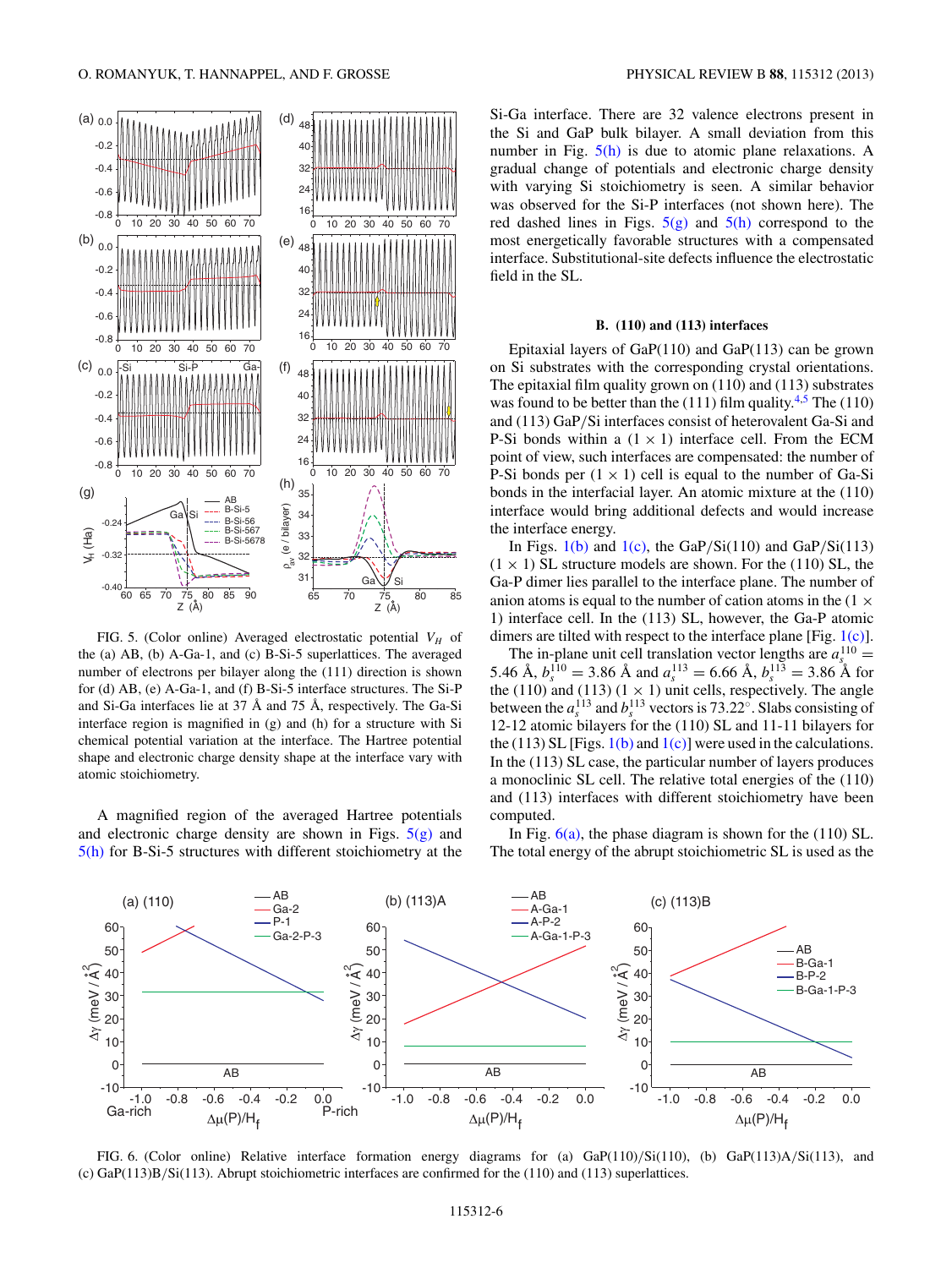FIG. 5. (Color online) Averaged electrostatic potential $V_H$ of the (a) AB, (b) A-Ga-1, and (c) B-Si-5 superlattices. The averaged number of electrons per bilayer along the (111) direction is shown for (d) AB, (e) A-Ga-1, and (f) B-Si-5 interface structures. The Si-P and Si-Ga interfaces lie at 37 Å and 75 Å, respectively. The Ga-Si interface region is magnified in (g) and (h) for a structure with Si chemical potential variation at the interface. The Hartree potential shape and electronic charge density shape at the interface vary with atomic stoichiometry.

A magnified region of the averaged Hartree potentials and electronic charge density are shown in Figs. 5(g) and 5(h) for B-Si-5 structures with different stoichiometry at the Si-Ga interface. There are 32 valence electrons present in the Si and GaP bulk bilayer. A small deviation from this number in Fig. 5(h) is due to atomic plane relaxations. A gradual change of potentials and electronic charge density with varying Si stoichiometry is seen. A similar behavior was observed for the Si-P interfaces (not shown here). The red dashed lines in Figs. 5(g) and 5(h) correspond to the most energetically favorable structures with a compensated interface. Substitutional-site defects influence the electrostatic field in the SL.

### B. (110) and (113) interfaces

Epitaxial layers of GaP(110) and GaP(113) can be grown on Si substrates with the corresponding crystal orientations. The epitaxial film quality grown on (110) and (113) substrates was found to be better than the (111) film quality.[4,5] The (110) and (113) GaP/Si interfaces consist of heterovalent Ga-Si and P-Si bonds within a $(1 \times 1)$ interface cell. From the ECM point of view, such interfaces are compensated: the number of P-Si bonds per $(1 \times 1)$ cell is equal to the number of Ga-Si bonds in the interfacial layer. An atomic mixture at the (110) interface would bring additional defects and would increase the interface energy.

In Figs. 1(b) and 1(c), the GaP/Si(110) and GaP/Si(113) $(1 \times 1)$ SL structure models are shown. For the (110) SL, the Ga-P dimer lies parallel to the interface plane. The number of anion atoms is equal to the number of cation atoms in the $(1 \times 1)$ interface cell. In the (113) SL, however, the Ga-P atomic dimers are tilted with respect to the interface plane [Fig. 1(c)].

The in-plane unit cell translation vector lengths are $a_s^{110} = 5.46$ Å, $b_s^{110} = 3.86$ Å and $a_s^{113} = 6.66$ Å, $b_s^{113} = 3.86$ Å for the (110) and (113) $(1 \times 1)$ unit cells, respectively. The angle between the $a_s^{113}$ and $b_s^{113}$ vectors is 73.22°. Slabs consisting of 12-12 atomic bilayers for the (110) SL and 11-11 bilayers for the (113) SL [Figs. 1(b) and 1(c)] were used in the calculations. In the (113) SL case, the particular number of layers produces a monoclinic SL cell. The relative total energies of the (110) and (113) interfaces with different stoichiometry have been computed.

In Fig. 6(a), the phase diagram is shown for the (110) SL. The total energy of the abrupt stoichiometric SL is used as the

FIG. 6. (Color online) Relative interface formation energy diagrams for (a) GaP(110)/Si(110), (b) GaP(113)A/Si(113), and (c) GaP(113)B/Si(113). Abrupt stoichiometric interfaces are confirmed for the (110) and (113) superlattices.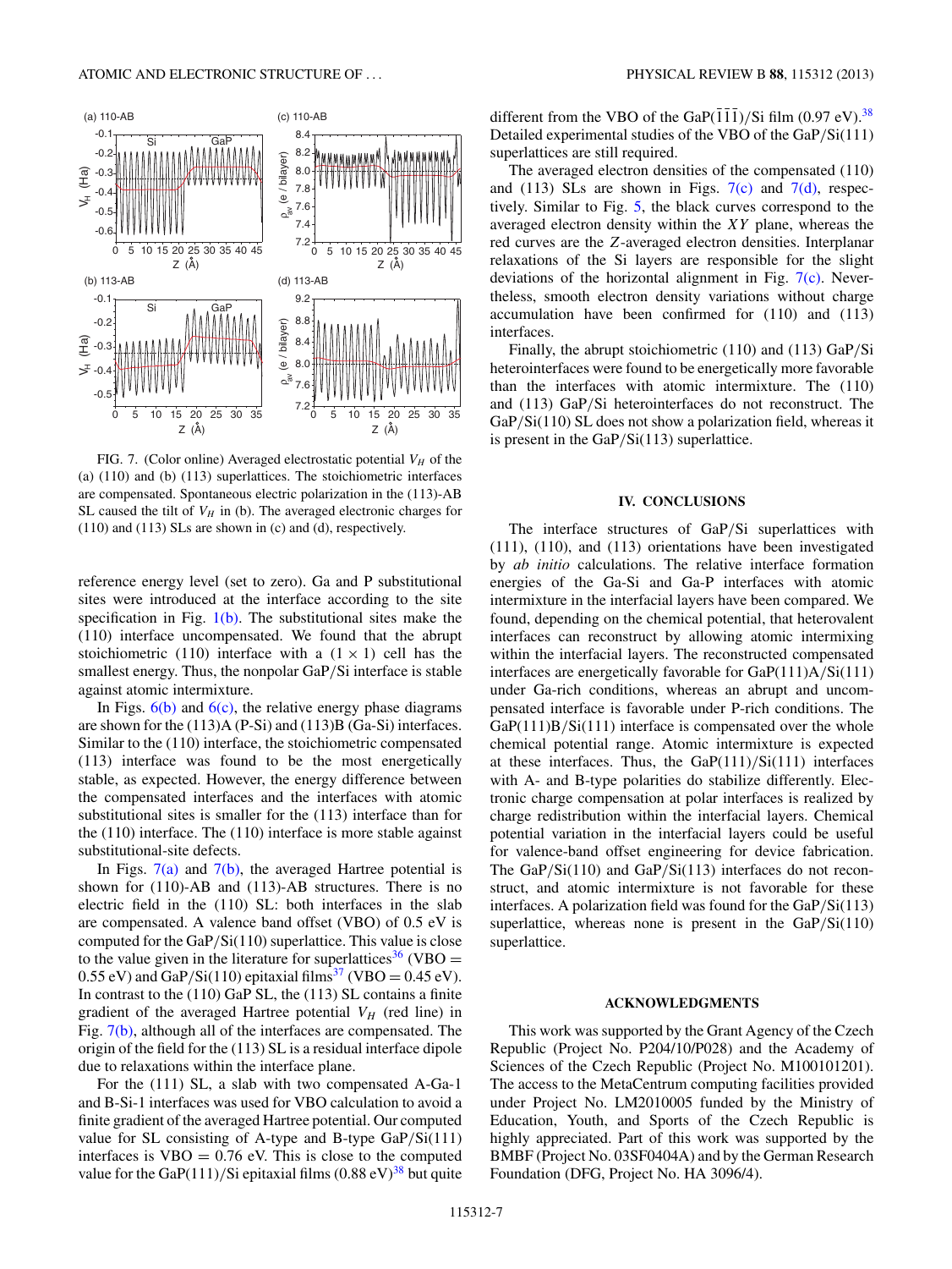FIG. 7. (Color online) Averaged electrostatic potential $V_H$ of the (a) (110) and (b) (113) superlattices. The stoichiometric interfaces are compensated. Spontaneous electric polarization in the (113)-AB SL caused the tilt of $V_H$ in (b). The averaged electronic charges for (110) and (113) SLs are shown in (c) and (d), respectively.

reference energy level (set to zero). Ga and P substitutional sites were introduced at the interface according to the site specification in Fig. 1(b). The substitutional sites make the (110) interface uncompensated. We found that the abrupt stoichiometric (110) interface with a $(1 \times 1)$ cell has the smallest energy. Thus, the nonpolar GaP/Si interface is stable against atomic intermixture.

In Figs. 6(b) and 6(c), the relative energy phase diagrams are shown for the (113)A (P-Si) and (113)B (Ga-Si) interfaces. Similar to the (110) interface, the stoichiometric compensated (113) interface was found to be the most energetically stable, as expected. However, the energy difference between the compensated interfaces and the interfaces with atomic substitutional sites is smaller for the (113) interface than for the (110) interface. The (110) interface is more stable against substitutional-site defects.

In Figs. 7(a) and 7(b), the averaged Hartree potential is shown for (110)-AB and (113)-AB structures. There is no electric field in the (110) SL: both interfaces in the slab are compensated. A valence band offset (VBO) of 0.5 eV is computed for the GaP/Si(110) superlattice. This value is close to the value given in the literature for superlattices[36] (VBO = 0.55 eV) and GaP/Si(110) epitaxial films[37] (VBO = 0.45 eV). In contrast to the (110) GaP SL, the (113) SL contains a finite gradient of the averaged Hartree potential $V_H$ (red line) in Fig. 7(b), although all of the interfaces are compensated. The origin of the field for the (113) SL is a residual interface dipole due to relaxations within the interface plane.

For the (111) SL, a slab with two compensated A-Ga-1 and B-Si-1 interfaces was used for VBO calculation to avoid a finite gradient of the averaged Hartree potential. Our computed value for SL consisting of A-type and B-type GaP/Si(111) interfaces is VBO = 0.76 eV. This is close to the computed value for the GaP(111)/Si epitaxial films (0.88 eV)[38] but quite different from the VBO of the GaP($\bar{1}\bar{1}\bar{1}$)/Si film (0.97 eV).[38] Detailed experimental studies of the VBO of the GaP/Si(111) superlattices are still required.

The averaged electron densities of the compensated (110) and (113) SLs are shown in Figs. 7(c) and 7(d), respectively. Similar to Fig. 5, the black curves correspond to the averaged electron density within the $XY$ plane, whereas the red curves are the $Z$-averaged electron densities. Interplanar relaxations of the Si layers are responsible for the slight deviations of the horizontal alignment in Fig. 7(c). Nevertheless, smooth electron density variations without charge accumulation have been confirmed for (110) and (113) interfaces.

Finally, the abrupt stoichiometric (110) and (113) GaP/Si heterointerfaces were found to be energetically more favorable than the interfaces with atomic intermixture. The (110) and (113) GaP/Si heterointerfaces do not reconstruct. The GaP/Si(110) SL does not show a polarization field, whereas it is present in the GaP/Si(113) superlattice.

## IV. CONCLUSIONS

The interface structures of GaP/Si superlattices with (111), (110), and (113) orientations have been investigated by *ab initio* calculations. The relative interface formation energies of the Ga-Si and Ga-P interfaces with atomic intermixture in the interfacial layers have been compared. We found, depending on the chemical potential, that heterovalent interfaces can reconstruct by allowing atomic intermixing within the interfacial layers. The reconstructed compensated interfaces are energetically favorable for GaP(111)A/Si(111) under Ga-rich conditions, whereas an abrupt and uncompensated interface is favorable under P-rich conditions. The GaP(111)B/Si(111) interface is compensated over the whole chemical potential range. Atomic intermixture is expected at these interfaces. Thus, the GaP(111)/Si(111) interfaces with A- and B-type polarities do stabilize differently. Electronic charge compensation at polar interfaces is realized by charge redistribution within the interfacial layers. Chemical potential variation in the interfacial layers could be useful for valence-band offset engineering for device fabrication. The GaP/Si(110) and GaP/Si(113) interfaces do not reconstruct, and atomic intermixture is not favorable for these interfaces. A polarization field was found for the GaP/Si(113) superlattice, whereas none is present in the GaP/Si(110) superlattice.

## ACKNOWLEDGMENTS

This work was supported by the Grant Agency of the Czech Republic (Project No. P204/10/P028) and the Academy of Sciences of the Czech Republic (Project No. M100101201). The access to the MetaCentrum computing facilities provided under Project No. LM2010005 funded by the Ministry of Education, Youth, and Sports of the Czech Republic is highly appreciated. Part of this work was supported by the BMBF (Project No. 03SF0404A) and by the German Research Foundation (DFG, Project No. HA 3096/4).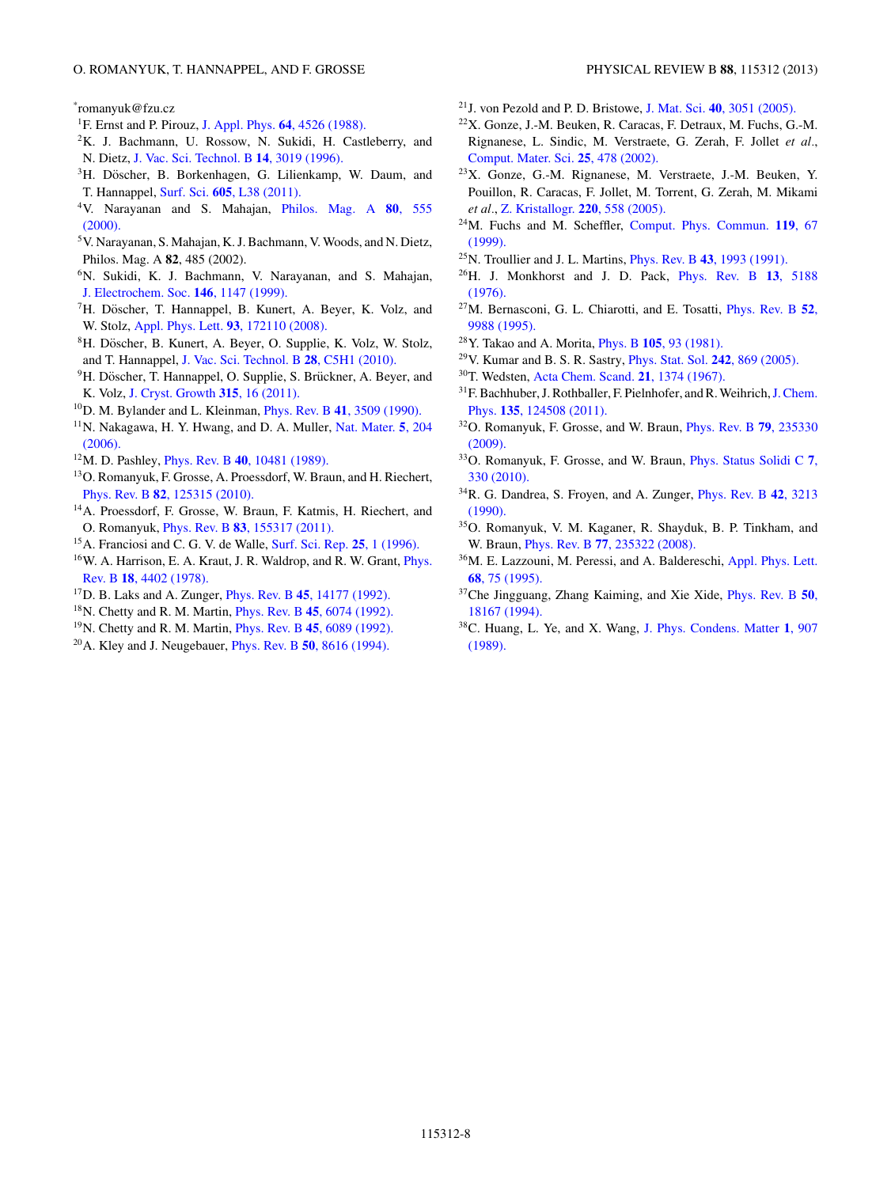*romanyuk@fzu.cz

[1] F. Ernst and P. Pirouz, J. Appl. Phys. **64**, 4526 (1988).

[2] K. J. Bachmann, U. Rossow, N. Sukidi, H. Castleberry, and N. Dietz, J. Vac. Sci. Technol. B **14**, 3019 (1996).

[3] H. Döscher, B. Borkenhagen, G. Lilienkamp, W. Daum, and T. Hannappel, Surf. Sci. **605**, L38 (2011).

[4] V. Narayanan and S. Mahajan, Philos. Mag. A **80**, 555 (2000).

[5] V. Narayanan, S. Mahajan, K. J. Bachmann, V. Woods, and N. Dietz, Philos. Mag. A **82**, 485 (2002).

[6] N. Sukidi, K. J. Bachmann, V. Narayanan, and S. Mahajan, J. Electrochem. Soc. **146**, 1147 (1999).

[7] H. Döscher, T. Hannappel, B. Kunert, A. Beyer, K. Volz, and W. Stolz, Appl. Phys. Lett. **93**, 172110 (2008).

[8] H. Döscher, B. Kunert, A. Beyer, O. Supplie, K. Volz, W. Stolz, and T. Hannappel, J. Vac. Sci. Technol. B **28**, C5H1 (2010).

[9] H. Döscher, T. Hannappel, O. Supplie, S. Brückner, A. Beyer, and K. Volz, J. Cryst. Growth **315**, 16 (2011).

[10] D. M. Bylander and L. Kleinman, Phys. Rev. B **41**, 3509 (1990).

[11] N. Nakagawa, H. Y. Hwang, and D. A. Muller, Nat. Mater. **5**, 204 (2006).

[12] M. D. Pashley, Phys. Rev. B **40**, 10481 (1989).

[13] O. Romanyuk, F. Grosse, A. Proessdorf, W. Braun, and H. Riechert, Phys. Rev. B **82**, 125315 (2010).

[14] A. Proessdorf, F. Grosse, W. Braun, F. Katmis, H. Riechert, and O. Romanyuk, Phys. Rev. B **83**, 155317 (2011).

[15] A. Franciosi and C. G. V. de Walle, Surf. Sci. Rep. **25**, 1 (1996).

[16] W. A. Harrison, E. A. Kraut, J. R. Waldrop, and R. W. Grant, Phys. Rev. B **18**, 4402 (1978).

[17] D. B. Laks and A. Zunger, Phys. Rev. B **45**, 14177 (1992).

[18] N. Chetty and R. M. Martin, Phys. Rev. B **45**, 6074 (1992).

[19] N. Chetty and R. M. Martin, Phys. Rev. B **45**, 6089 (1992).

[20] A. Kley and J. Neugebauer, Phys. Rev. B **50**, 8616 (1994).

[21] J. von Pezold and P. D. Bristowe, J. Mat. Sci. **40**, 3051 (2005).

[22] X. Gonze, J.-M. Beuken, R. Caracas, F. Detraux, M. Fuchs, G.-M. Rignanese, L. Sindic, M. Verstraete, G. Zerah, F. Jollet *et al.*, Comput. Mater. Sci. **25**, 478 (2002).

[23] X. Gonze, G.-M. Rignanese, M. Verstraete, J.-M. Beuken, Y. Pouillon, R. Caracas, F. Jollet, M. Torrent, G. Zerah, M. Mikami *et al.*, Z. Kristallogr. **220**, 558 (2005).

[24] M. Fuchs and M. Scheffler, Comput. Phys. Commun. **119**, 67 (1999).

[25] N. Troullier and J. L. Martins, Phys. Rev. B **43**, 1993 (1991).

[26] H. J. Monkhorst and J. D. Pack, Phys. Rev. B **13**, 5188 (1976).

[27] M. Bernasconi, G. L. Chiarotti, and E. Tosatti, Phys. Rev. B **52**, 9988 (1995).

[28] Y. Takao and A. Morita, Phys. B **105**, 93 (1981).

[29] V. Kumar and B. S. R. Sastry, Phys. Stat. Sol. **242**, 869 (2005).

[30] T. Wedsten, Acta Chem. Scand. **21**, 1374 (1967).

[31] F. Bachhuber, J. Rothballer, F. Pielnhofer, and R. Weihrich, J. Chem. Phys. **135**, 124508 (2011).

[32] O. Romanyuk, F. Grosse, and W. Braun, Phys. Rev. B **79**, 235330 (2009).

[33] O. Romanyuk, F. Grosse, and W. Braun, Phys. Status Solidi C **7**, 330 (2010).

[34] R. G. Dandrea, S. Froyen, and A. Zunger, Phys. Rev. B **42**, 3213 (1990).

[35] O. Romanyuk, V. M. Kaganer, R. Shayduk, B. P. Tinkham, and W. Braun, Phys. Rev. B **77**, 235322 (2008).

[36] M. E. Lazzouni, M. Peressi, and A. Baldereschi, Appl. Phys. Lett. **68**, 75 (1995).

[37] Che Jingguang, Zhang Kaiming, and Xie Xide, Phys. Rev. B **50**, 18167 (1994).

[38] C. Huang, L. Ye, and X. Wang, J. Phys. Condens. Matter **1**, 907 (1989).